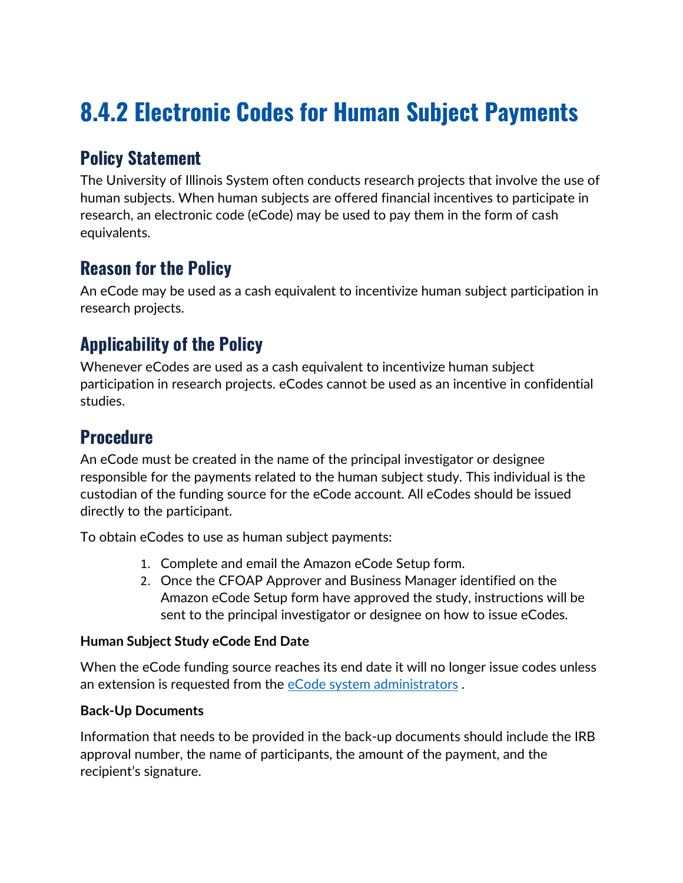# 8.4.2 Electronic Codes for Human Subject Payments

## Policy Statement

The University of Illinois System often conducts research projects that involve the use of human subjects. When human subjects are offered financial incentives to participate in research, an electronic code (eCode) may be used to pay them in the form of cash equivalents.

## Reason for the Policy

An eCode may be used as a cash equivalent to incentivize human subject participation in research projects.

## Applicability of the Policy

Whenever eCodes are used as a cash equivalent to incentivize human subject participation in research projects. eCodes cannot be used as an incentive in confidential studies.

## Procedure

An eCode must be created in the name of the principal investigator or designee responsible for the payments related to the human subject study. This individual is the custodian of the funding source for the eCode account. All eCodes should be issued directly to the participant.

To obtain eCodes to use as human subject payments:

1. Complete and email the Amazon eCode Setup form.
2. Once the CFOAP Approver and Business Manager identified on the Amazon eCode Setup form have approved the study, instructions will be sent to the principal investigator or designee on how to issue eCodes.

**Human Subject Study eCode End Date**

When the eCode funding source reaches its end date it will no longer issue codes unless an extension is requested from the eCode system administrators .

**Back-Up Documents**

Information that needs to be provided in the back-up documents should include the IRB approval number, the name of participants, the amount of the payment, and the recipient's signature.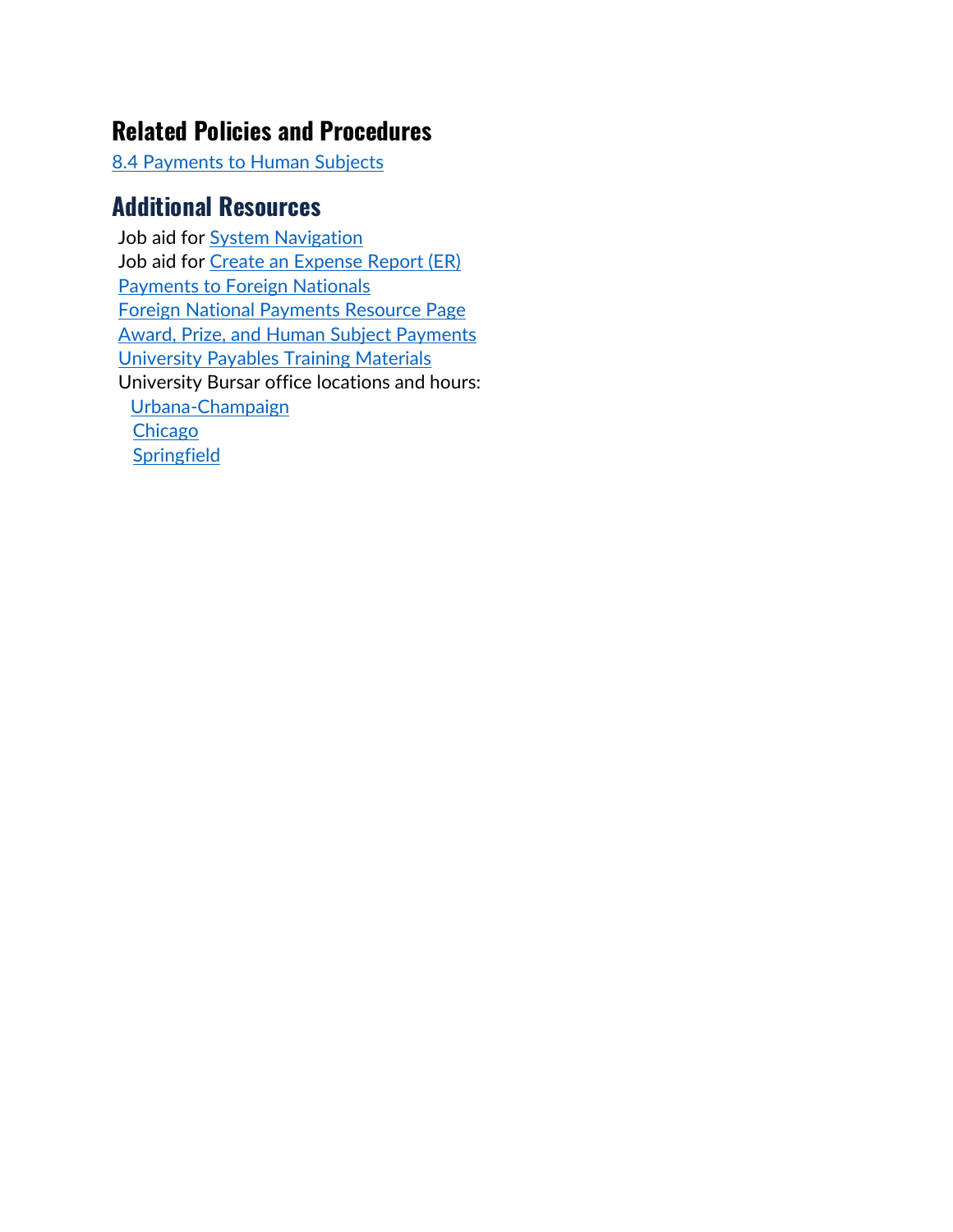## Related Policies and Procedures

8.4 Payments to Human Subjects

## Additional Resources

Job aid for System Navigation
Job aid for Create an Expense Report (ER)
Payments to Foreign Nationals
Foreign National Payments Resource Page
Award, Prize, and Human Subject Payments
University Payables Training Materials
University Bursar office locations and hours:
- Urbana-Champaign
- Chicago
- Springfield